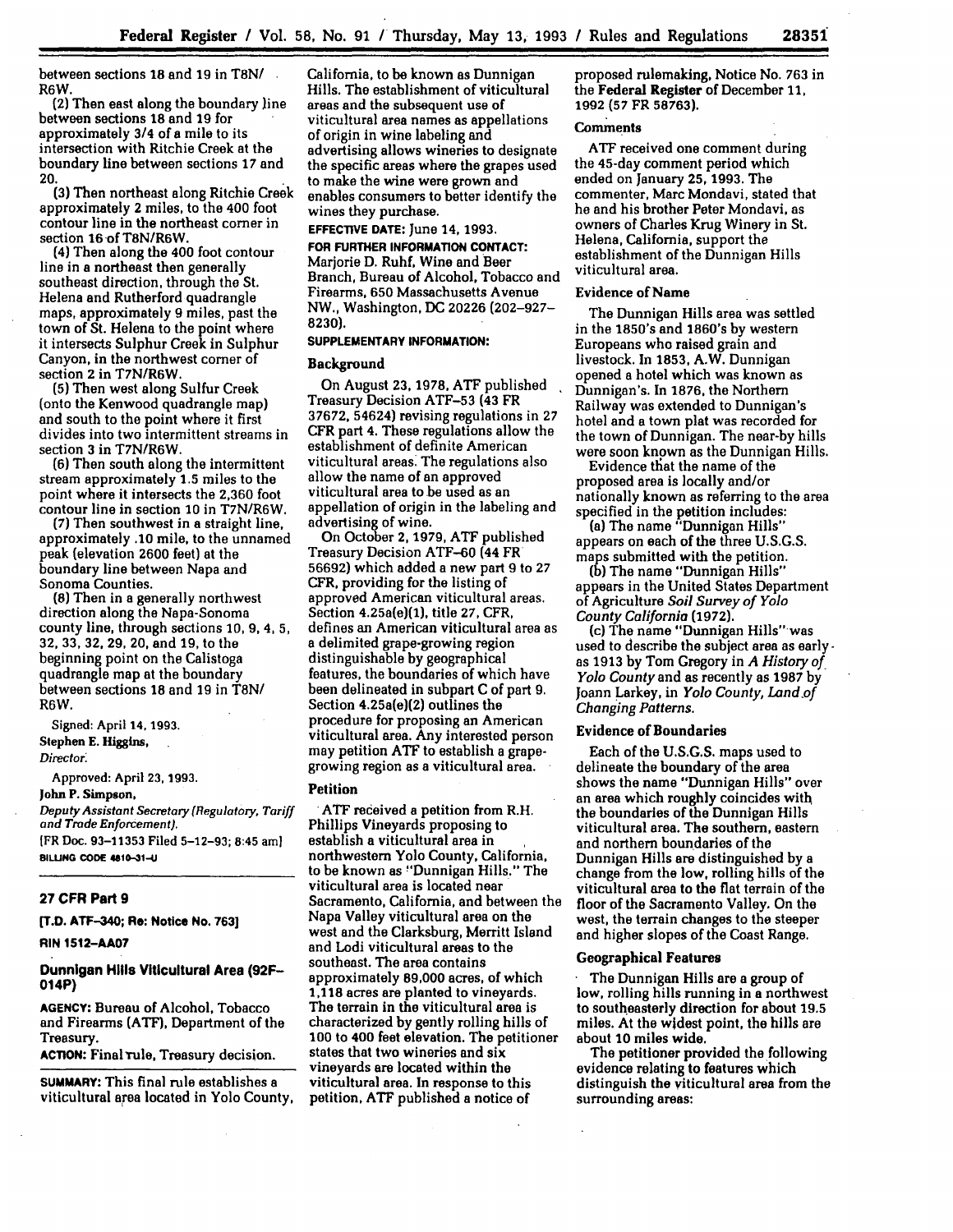between sections 18 and 19 in T8N/R6W.

(2) Then east along the boundary line between sections 18 and 19 for approximately 3/4 of a mile to its intersection with Ritchie Creek at the boundary line between sections 17 and 20.

(3) Then northeast along Ritchie Creek approximately 2 miles, to the 400 foot contour line in the northeast corner in section 16 of T8N/R6W.

(4) Then along the 400 foot contour line in a northeast then generally southeast direction, through the St. Helena and Rutherford quadrangle maps, approximately 9 miles, past the town of St. Helena to the point where it intersects Sulphur Creek in Sulphur Canyon, in the northwest corner of section 2 in T7N/R6W.

(5) Then west along Sulfur Creek (onto the Kenwood quadrangle map) and south to the point where it first divides into two intermittent streams in section 3 in T7N/R6W.

(6) Then south along the intermittent stream approximately 1.5 miles to the point where it intersects the 2,360 foot contour line in section 10 in T7N/R6W.

(7) Then southwest in a straight line, approximately .10 mile, to the unnamed peak (elevation 2600 feet) at the boundary line between Napa and Sonoma Counties.

(8) Then in a generally northwest direction along the Napa-Sonoma county line, through sections 10, 9, 4, 5, 32, 33, 32, 29, 20, and 19, to the beginning point on the Calistoga quadrangle map at the boundary between sections 18 and 19 in T8N/R6W.

Signed: April 14, 1993.

**Stephen E. Higgins,**

*Director.*

Approved: April 23, 1993.

**John P. Simpson,**

*Deputy Assistant Secretary (Regulatory, Tariff and Trade Enforcement).*

[FR Doc. 93-11353 Filed 5-12-93; 8:45 am]

**BILLING CODE 4810-31-U**

## 27 CFR Part 9

**[T.D. ATF-340; Re: Notice No. 763]**

**RIN 1512-AA07**

## Dunnigan Hills Viticultural Area (92F-014P)

**AGENCY:** Bureau of Alcohol, Tobacco and Firearms (ATF), Department of the Treasury.

**ACTION:** Final rule, Treasury decision.

**SUMMARY:** This final rule establishes a viticultural area located in Yolo County, California, to be known as Dunnigan Hills. The establishment of viticultural areas and the subsequent use of viticultural area names as appellations of origin in wine labeling and advertising allows wineries to designate the specific areas where the grapes used to make the wine were grown and enables consumers to better identify the wines they purchase.

**EFFECTIVE DATE:** June 14, 1993.

**FOR FURTHER INFORMATION CONTACT:** Marjorie D. Ruhf, Wine and Beer Branch, Bureau of Alcohol, Tobacco and Firearms, 650 Massachusetts Avenue NW., Washington, DC 20226 (202-927-8230).

**SUPPLEMENTARY INFORMATION:**

### Background

On August 23, 1978, ATF published Treasury Decision ATF-53 (43 FR 37672, 54624) revising regulations in 27 CFR part 4. These regulations allow the establishment of definite American viticultural areas. The regulations also allow the name of an approved viticultural area to be used as an appellation of origin in the labeling and advertising of wine.

On October 2, 1979, ATF published Treasury Decision ATF-60 (44 FR 56692) which added a new part 9 to 27 CFR, providing for the listing of approved American viticultural areas. Section 4.25a(e)(1), title 27, CFR, defines an American viticultural area as a delimited grape-growing region distinguishable by geographical features, the boundaries of which have been delineated in subpart C of part 9. Section 4.25a(e)(2) outlines the procedure for proposing an American viticultural area. Any interested person may petition ATF to establish a grape-growing region as a viticultural area.

### Petition

ATF received a petition from R.H. Phillips Vineyards proposing to establish a viticultural area in northwestern Yolo County, California, to be known as "Dunnigan Hills." The viticultural area is located near Sacramento, California, and between the Napa Valley viticultural area on the west and the Clarksburg, Merritt Island and Lodi viticultural areas to the southeast. The area contains approximately 89,000 acres, of which 1,118 acres are planted to vineyards. The terrain in the viticultural area is characterized by gently rolling hills of 100 to 400 feet elevation. The petitioner states that two wineries and six vineyards are located within the viticultural area. In response to this petition, ATF published a notice of proposed rulemaking, Notice No. 763 in the **Federal Register** of December 11, 1992 (57 FR 58763).

### Comments

ATF received one comment during the 45-day comment period which ended on January 25, 1993. The commenter, Marc Mondavi, stated that he and his brother Peter Mondavi, as owners of Charles Krug Winery in St. Helena, California, support the establishment of the Dunnigan Hills viticultural area.

### Evidence of Name

The Dunnigan Hills area was settled in the 1850's and 1860's by western Europeans who raised grain and livestock. In 1853, A.W. Dunnigan opened a hotel which was known as Dunnigan's. In 1876, the Northern Railway was extended to Dunnigan's hotel and a town plat was recorded for the town of Dunnigan. The near-by hills were soon known as the Dunnigan Hills.

Evidence that the name of the proposed area is locally and/or nationally known as referring to the area specified in the petition includes:

(a) The name "Dunnigan Hills" appears on each of the three U.S.G.S. maps submitted with the petition.

(b) The name "Dunnigan Hills" appears in the United States Department of Agriculture *Soil Survey of Yolo County California* (1972).

(c) The name "Dunnigan Hills" was used to describe the subject area as early as 1913 by Tom Gregory in *A History of Yolo County* and as recently as 1987 by Joann Larkey, in *Yolo County, Land of Changing Patterns.*

### Evidence of Boundaries

Each of the U.S.G.S. maps used to delineate the boundary of the area shows the name "Dunnigan Hills" over an area which roughly coincides with the boundaries of the Dunnigan Hills viticultural area. The southern, eastern and northern boundaries of the Dunnigan Hills are distinguished by a change from the low, rolling hills of the viticultural area to the flat terrain of the floor of the Sacramento Valley. On the west, the terrain changes to the steeper and higher slopes of the Coast Range.

### Geographical Features

The Dunnigan Hills are a group of low, rolling hills running in a northwest to southeasterly direction for about 19.5 miles. At the widest point, the hills are about 10 miles wide.

The petitioner provided the following evidence relating to features which distinguish the viticultural area from the surrounding areas: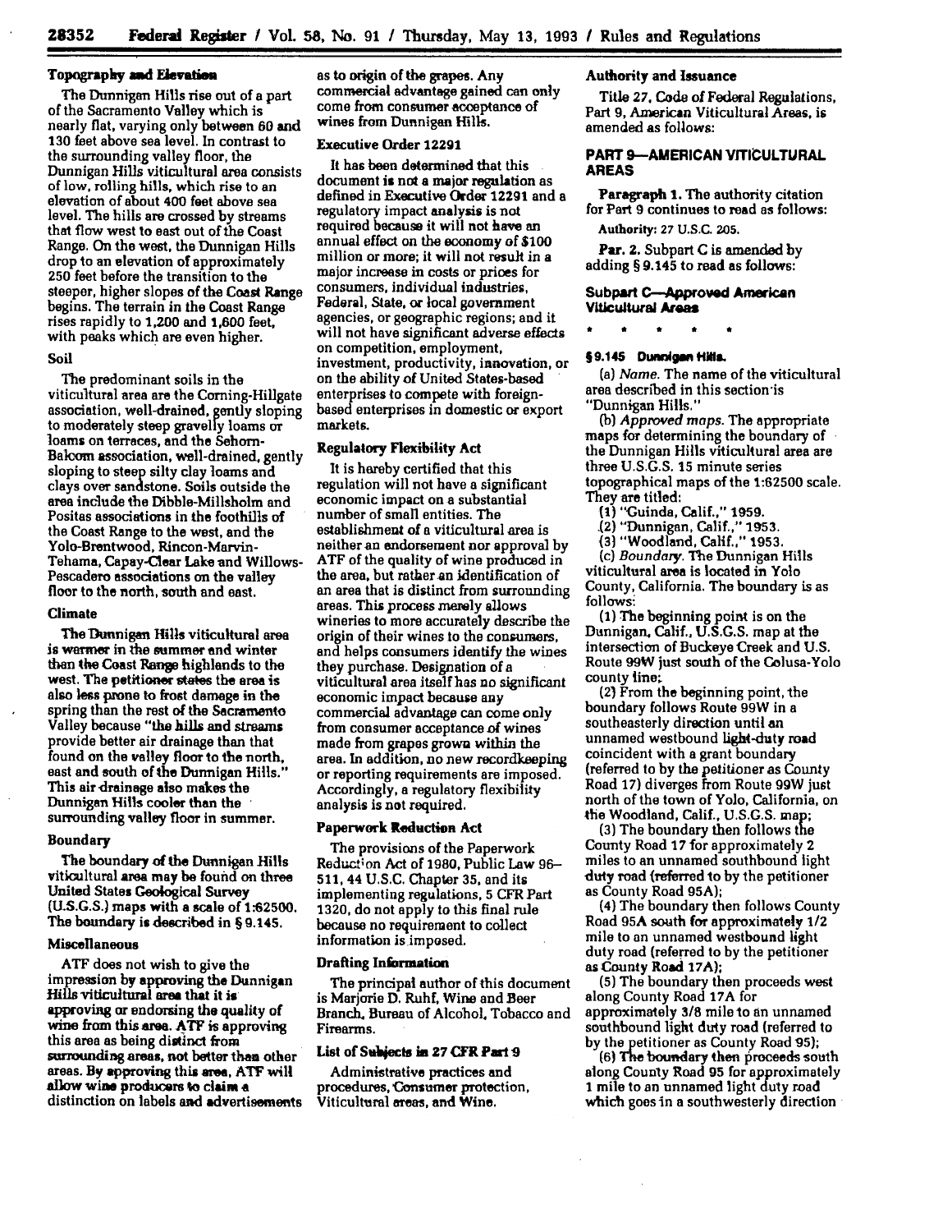### Topography and Elevation

The Dunnigan Hills rise out of a part of the Sacramento Valley which is nearly flat, varying only between 60 and 130 feet above sea level. In contrast to the surrounding valley floor, the Dunnigan Hills viticultural area consists of low, rolling hills, which rise to an elevation of about 400 feet above sea level. The hills are crossed by streams that flow west to east out of the Coast Range. On the west, the Dunnigan Hills drop to an elevation of approximately 250 feet before the transition to the steeper, higher slopes of the Coast Range begins. The terrain in the Coast Range rises rapidly to 1,200 and 1,600 feet, with peaks which are even higher.

### Soil

The predominant soils in the viticultural area are the Corning-Hillgate association, well-drained, gently sloping to moderately steep gravelly loams or loams on terraces, and the Sehorn-Balcom association, well-drained, gently sloping to steep silty clay loams and clays over sandstone. Soils outside the area include the Dibble-Millsholm and Positas associations in the foothills of the Coast Range to the west, and the Yolo-Brentwood, Rincon-Marvin-Tehama, Capay-Clear Lake and Willows-Pescadero associations on the valley floor to the north, south and east.

### Climate

The Dunnigan Hills viticultural area is warmer in the summer and winter than the Coast Range highlands to the west. The petitioner states the area is also less prone to frost damage in the spring than the rest of the Sacramento Valley because "the hills and streams provide better air drainage than that found on the valley floor to the north, east and south of the Dunnigan Hills." This air drainage also makes the Dunnigan Hills cooler than the surrounding valley floor in summer.

### Boundary

The boundary of the Dunnigan Hills viticultural area may be found on three United States Geological Survey (U.S.G.S.) maps with a scale of 1:62500. The boundary is described in § 9.145.

### Miscellaneous

ATF does not wish to give the impression by approving the Dunnigan Hills viticultural area that it is approving or endorsing the quality of wine from this area. ATF is approving this area as being distinct from surrounding areas, not better than other areas. By approving this area, ATF will allow wine producers to claim a distinction on labels and advertisements as to origin of the grapes. Any commercial advantage gained can only come from consumer acceptance of wines from Dunnigan Hills.

### Executive Order 12291

It has been determined that this document is not a major regulation as defined in Executive Order 12291 and a regulatory impact analysis is not required because it will not have an annual effect on the economy of $100 million or more; it will not result in a major increase in costs or prices for consumers, individual industries, Federal, State, or local government agencies, or geographic regions; and it will not have significant adverse effects on competition, employment, investment, productivity, innovation, or on the ability of United States-based enterprises to compete with foreign-based enterprises in domestic or export markets.

### Regulatory Flexibility Act

It is hereby certified that this regulation will not have a significant economic impact on a substantial number of small entities. The establishment of a viticultural area is neither an endorsement nor approval by ATF of the quality of wine produced in the area, but rather an identification of an area that is distinct from surrounding areas. This process merely allows wineries to more accurately describe the origin of their wines to the consumers, and helps consumers identify the wines they purchase. Designation of a viticultural area itself has no significant economic impact because any commercial advantage can come only from consumer acceptance of wines made from grapes grown within the area. In addition, no new recordkeeping or reporting requirements are imposed. Accordingly, a regulatory flexibility analysis is not required.

### Paperwork Reduction Act

The provisions of the Paperwork Reduction Act of 1980, Public Law 96-511, 44 U.S.C. Chapter 35, and its implementing regulations, 5 CFR Part 1320, do not apply to this final rule because no requirement to collect information is imposed.

### Drafting Information

The principal author of this document is Marjorie D. Ruhf, Wine and Beer Branch, Bureau of Alcohol, Tobacco and Firearms.

### List of Subjects in 27 CFR Part 9

Administrative practices and procedures, Consumer protection, Viticultural areas, and Wine.

### Authority and Issuance

Title 27, Code of Federal Regulations, Part 9, American Viticultural Areas, is amended as follows:

## PART 9—AMERICAN VITICULTURAL AREAS

**Paragraph 1.** The authority citation for Part 9 continues to read as follows:

Authority: 27 U.S.C. 205.

**Par. 2.** Subpart C is amended by adding § 9.145 to read as follows:

### Subpart C—Approved American Viticultural Areas

\* \* \* \* \*

**§ 9.145 Dunnigan Hills.**

(a) *Name.* The name of the viticultural area described in this section is "Dunnigan Hills."

(b) *Approved maps.* The appropriate maps for determining the boundary of the Dunnigan Hills viticultural area are three U.S.G.S. 15 minute series topographical maps of the 1:62500 scale. They are titled:

(1) "Guinda, Calif.," 1959.

(2) "Dunnigan, Calif.," 1953.

(3) "Woodland, Calif.," 1953.

(c) *Boundary.* The Dunnigan Hills viticultural area is located in Yolo County, California. The boundary is as follows:

(1) The beginning point is on the Dunnigan, Calif., U.S.G.S. map at the intersection of Buckeye Creek and U.S. Route 99W just south of the Colusa-Yolo county line;

(2) From the beginning point, the boundary follows Route 99W in a southeasterly direction until an unnamed westbound light-duty road coincident with a grant boundary (referred to by the petitioner as County Road 17) diverges from Route 99W just north of the town of Yolo, California, on the Woodland, Calif., U.S.G.S. map;

(3) The boundary then follows the County Road 17 for approximately 2 miles to an unnamed southbound light duty road (referred to by the petitioner as County Road 95A);

(4) The boundary then follows County Road 95A south for approximately 1/2 mile to an unnamed westbound light duty road (referred to by the petitioner as County Road 17A);

(5) The boundary then proceeds west along County Road 17A for approximately 3/8 mile to an unnamed southbound light duty road (referred to by the petitioner as County Road 95);

(6) The boundary then proceeds south along County Road 95 for approximately 1 mile to an unnamed light duty road which goes in a southwesterly direction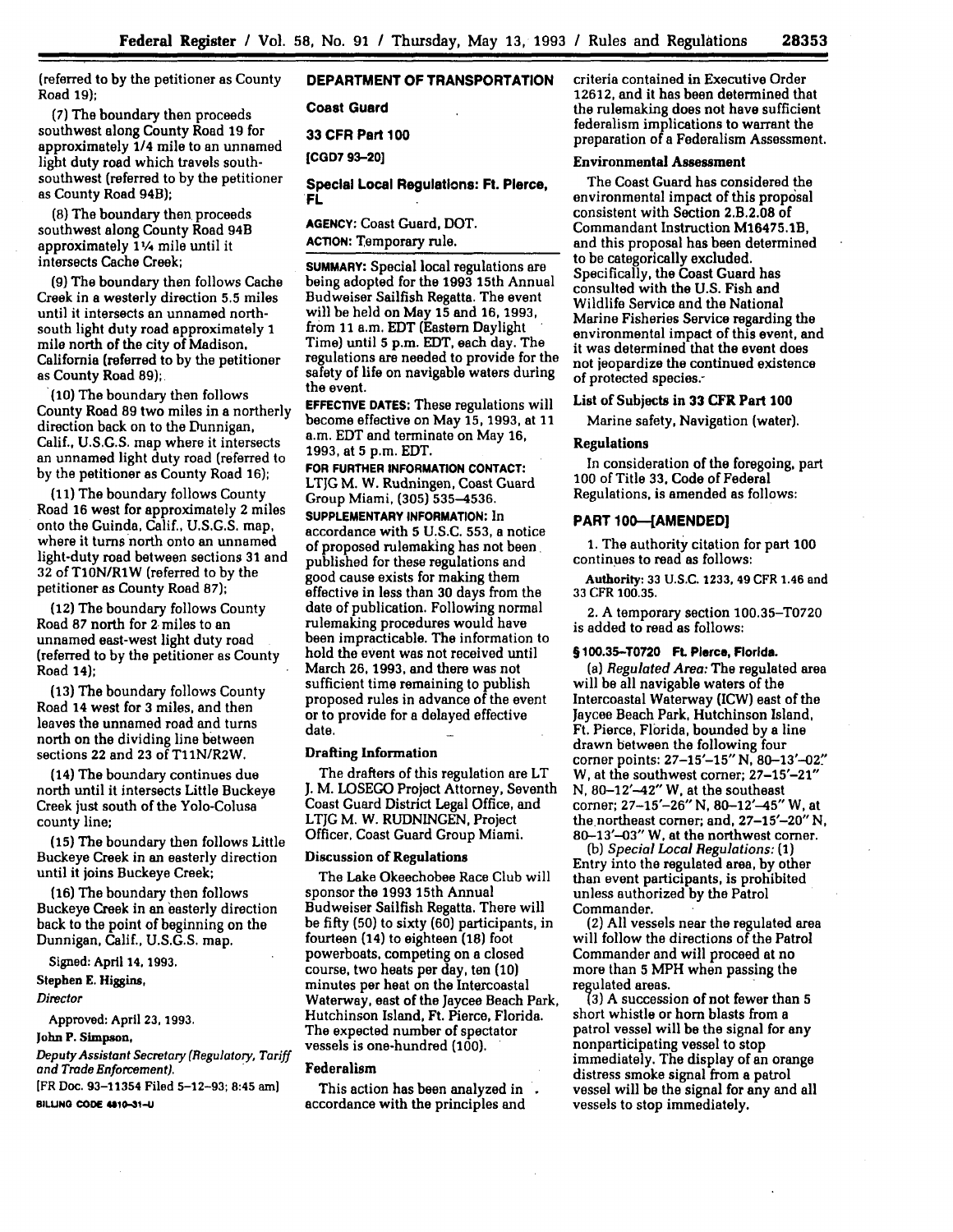(referred to by the petitioner as County Road 19);

(7) The boundary then proceeds southwest along County Road 19 for approximately 1/4 mile to an unnamed light duty road which travels south-southwest (referred to by the petitioner as County Road 94B);

(8) The boundary then proceeds southwest along County Road 94B approximately 1¼ mile until it intersects Cache Creek;

(9) The boundary then follows Cache Creek in a westerly direction 5.5 miles until it intersects an unnamed north-south light duty road approximately 1 mile north of the city of Madison, California (referred to by the petitioner as County Road 89);

(10) The boundary then follows County Road 89 two miles in a northerly direction back on to the Dunnigan, Calif., U.S.G.S. map where it intersects an unnamed light duty road (referred to by the petitioner as County Road 16);

(11) The boundary follows County Road 16 west for approximately 2 miles onto the Guinda, Calif., U.S.G.S. map, where it turns north onto an unnamed light-duty road between sections 31 and 32 of T10N/R1W (referred to by the petitioner as County Road 87);

(12) The boundary follows County Road 87 north for 2 miles to an unnamed east-west light duty road (referred to by the petitioner as County Road 14);

(13) The boundary follows County Road 14 west for 3 miles, and then leaves the unnamed road and turns north on the dividing line between sections 22 and 23 of T11N/R2W.

(14) The boundary continues due north until it intersects Little Buckeye Creek just south of the Yolo-Colusa county line;

(15) The boundary then follows Little Buckeye Creek in an easterly direction until it joins Buckeye Creek;

(16) The boundary then follows Buckeye Creek in an easterly direction back to the point of beginning on the Dunnigan, Calif., U.S.G.S. map.

Signed: April 14, 1993.

**Stephen E. Higgins,**

*Director*

Approved: April 23, 1993.

**John P. Simpson,**

*Deputy Assistant Secretary (Regulatory, Tariff and Trade Enforcement).*

[FR Doc. 93-11354 Filed 5-12-93; 8:45 am]

BILLING CODE 4810-31-U

## DEPARTMENT OF TRANSPORTATION

### Coast Guard

### 33 CFR Part 100

**[CGD7 93-20]**

### Special Local Regulations: Ft. Pierce, FL

**AGENCY:** Coast Guard, DOT.

**ACTION:** Temporary rule.

**SUMMARY:** Special local regulations are being adopted for the 1993 15th Annual Budweiser Sailfish Regatta. The event will be held on May 15 and 16, 1993, from 11 a.m. EDT (Eastern Daylight Time) until 5 p.m. EDT, each day. The regulations are needed to provide for the safety of life on navigable waters during the event.

**EFFECTIVE DATES:** These regulations will become effective on May 15, 1993, at 11 a.m. EDT and terminate on May 16, 1993, at 5 p.m. EDT.

**FOR FURTHER INFORMATION CONTACT:** LTJG M. W. Rudningen, Coast Guard Group Miami, (305) 535-4536.

**SUPPLEMENTARY INFORMATION:** In accordance with 5 U.S.C. 553, a notice of proposed rulemaking has not been published for these regulations and good cause exists for making them effective in less than 30 days from the date of publication. Following normal rulemaking procedures would have been impracticable. The information to hold the event was not received until March 26, 1993, and there was not sufficient time remaining to publish proposed rules in advance of the event or to provide for a delayed effective date.

#### Drafting Information

The drafters of this regulation are LT J. M. LOSEGO Project Attorney, Seventh Coast Guard District Legal Office, and LTJG M. W. RUDNINGEN, Project Officer, Coast Guard Group Miami.

#### Discussion of Regulations

The Lake Okeechobee Race Club will sponsor the 1993 15th Annual Budweiser Sailfish Regatta. There will be fifty (50) to sixty (60) participants, in fourteen (14) to eighteen (18) foot powerboats, competing on a closed course, two heats per day, ten (10) minutes per heat on the Intercoastal Waterway, east of the Jaycee Beach Park, Hutchinson Island, Ft. Pierce, Florida. The expected number of spectator vessels is one-hundred (100).

#### Federalism

This action has been analyzed in accordance with the principles and criteria contained in Executive Order 12612, and it has been determined that the rulemaking does not have sufficient federalism implications to warrant the preparation of a Federalism Assessment.

#### Environmental Assessment

The Coast Guard has considered the environmental impact of this proposal consistent with Section 2.B.2.08 of Commandant Instruction M16475.1B, and this proposal has been determined to be categorically excluded. Specifically, the Coast Guard has consulted with the U.S. Fish and Wildlife Service and the National Marine Fisheries Service regarding the environmental impact of this event, and it was determined that the event does not jeopardize the continued existence of protected species.

#### List of Subjects in 33 CFR Part 100

Marine safety, Navigation (water).

#### Regulations

In consideration of the foregoing, part 100 of Title 33, Code of Federal Regulations, is amended as follows:

### PART 100—[AMENDED]

1. The authority citation for part 100 continues to read as follows:

**Authority:** 33 U.S.C. 1233, 49 CFR 1.46 and 33 CFR 100.35.

2. A temporary section 100.35-T0720 is added to read as follows:

**§ 100.35-T0720 Ft. Pierce, Florida.**

(a) *Regulated Area:* The regulated area will be all navigable waters of the Intercoastal Waterway (ICW) east of the Jaycee Beach Park, Hutchinson Island, Ft. Pierce, Florida, bounded by a line drawn between the following four corner points: 27-15′-15″ N, 80-13′-02″ W, at the southwest corner; 27-15′-21″ N, 80-12′-42″ W, at the southeast corner; 27-15′-26″ N, 80-12′-45″ W, at the northeast corner; and, 27-15′-20″ N, 80-13′-03″ W, at the northwest corner.

(b) *Special Local Regulations:* (1) Entry into the regulated area, by other than event participants, is prohibited unless authorized by the Patrol Commander.

(2) All vessels near the regulated area will follow the directions of the Patrol Commander and will proceed at no more than 5 MPH when passing the regulated areas.

(3) A succession of not fewer than 5 short whistle or horn blasts from a patrol vessel will be the signal for any nonparticipating vessel to stop immediately. The display of an orange distress smoke signal from a patrol vessel will be the signal for any and all vessels to stop immediately.